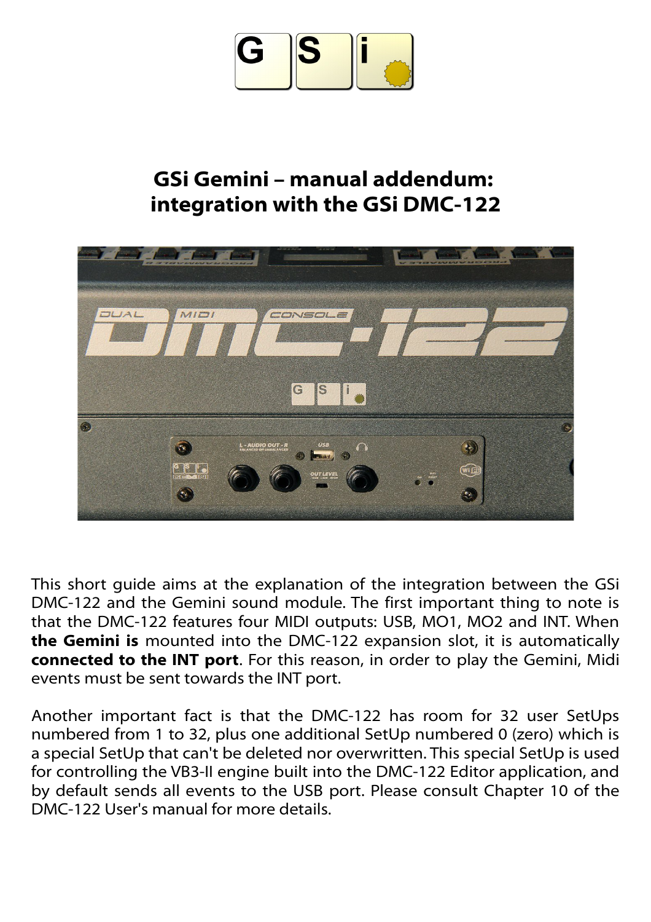# GSi Gemini – manual addendum: integration with the GSi DMC-122

This short guide aims at the explanation of the integration between the GSi DMC-122 and the Gemini sound module. The first important thing to note is that the DMC-122 features four MIDI outputs: USB, MO1, MO2 and INT. When **the Gemini is** mounted into the DMC-122 expansion slot, it is automatically **connected to the INT port**. For this reason, in order to play the Gemini, Midi events must be sent towards the INT port.

Another important fact is that the DMC-122 has room for 32 user SetUps numbered from 1 to 32, plus one additional SetUp numbered 0 (zero) which is a special SetUp that can't be deleted nor overwritten. This special SetUp is used for controlling the VB3-II engine built into the DMC-122 Editor application, and by default sends all events to the USB port. Please consult Chapter 10 of the DMC-122 User's manual for more details.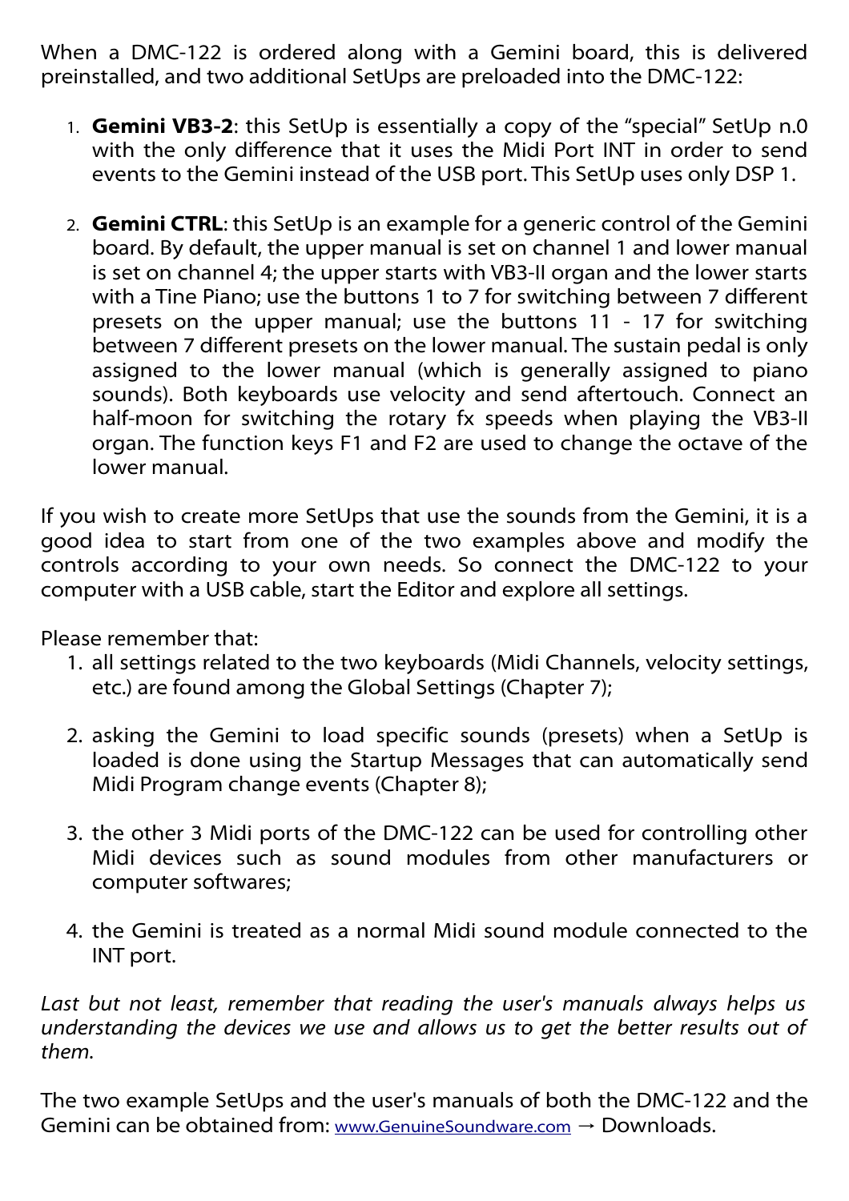When a DMC-122 is ordered along with a Gemini board, this is delivered preinstalled, and two additional SetUps are preloaded into the DMC-122:

1. **Gemini VB3-2**: this SetUp is essentially a copy of the “special” SetUp n.0 with the only difference that it uses the Midi Port INT in order to send events to the Gemini instead of the USB port. This SetUp uses only DSP 1.

2. **Gemini CTRL**: this SetUp is an example for a generic control of the Gemini board. By default, the upper manual is set on channel 1 and lower manual is set on channel 4; the upper starts with VB3-II organ and the lower starts with a Tine Piano; use the buttons 1 to 7 for switching between 7 different presets on the upper manual; use the buttons 11 - 17 for switching between 7 different presets on the lower manual. The sustain pedal is only assigned to the lower manual (which is generally assigned to piano sounds). Both keyboards use velocity and send aftertouch. Connect an half-moon for switching the rotary fx speeds when playing the VB3-II organ. The function keys F1 and F2 are used to change the octave of the lower manual.

If you wish to create more SetUps that use the sounds from the Gemini, it is a good idea to start from one of the two examples above and modify the controls according to your own needs. So connect the DMC-122 to your computer with a USB cable, start the Editor and explore all settings.

Please remember that:

1. all settings related to the two keyboards (Midi Channels, velocity settings, etc.) are found among the Global Settings (Chapter 7);

2. asking the Gemini to load specific sounds (presets) when a SetUp is loaded is done using the Startup Messages that can automatically send Midi Program change events (Chapter 8);

3. the other 3 Midi ports of the DMC-122 can be used for controlling other Midi devices such as sound modules from other manufacturers or computer softwares;

4. the Gemini is treated as a normal Midi sound module connected to the INT port.

*Last but not least, remember that reading the user's manuals always helps us understanding the devices we use and allows us to get the better results out of them.*

The two example SetUps and the user's manuals of both the DMC-122 and the Gemini can be obtained from: www.GenuineSoundware.com → Downloads.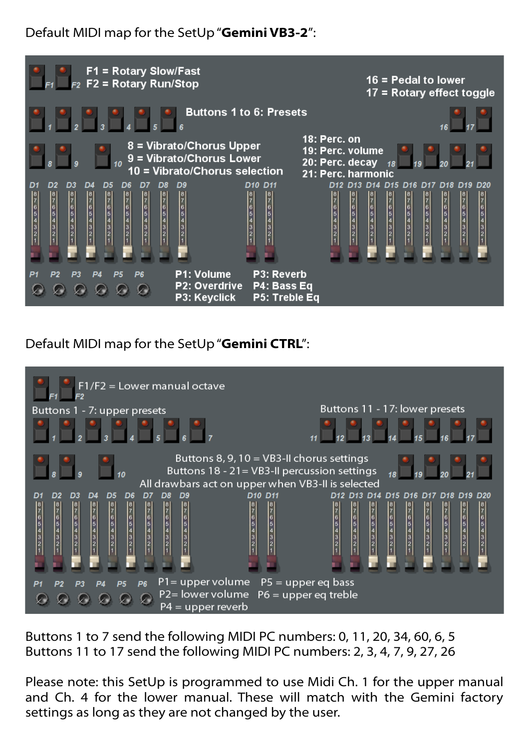Default MIDI map for the SetUp "**Gemini VB3-2**":

F1 = Rotary Slow/Fast
F2 = Rotary Run/Stop

16 = Pedal to lower
17 = Rotary effect toggle

Buttons 1 to 6: Presets

8 = Vibrato/Chorus Upper
9 = Vibrato/Chorus Lower
10 = Vibrato/Chorus selection

18: Perc. on
19: Perc. volume
20: Perc. decay
21: Perc. harmonic

D1 D2 D3 D4 D5 D6 D7 D8 D9 D10 D11 D12 D13 D14 D15 D16 D17 D18 D19 D20

P1 P2 P3 P4 P5 P6

P1: Volume
P2: Overdrive
P3: Keyclick
P3: Reverb
P4: Bass Eq
P5: Treble Eq

Default MIDI map for the SetUp "**Gemini CTRL**":

F1/F2 = Lower manual octave

Buttons 1 - 7: upper presets

Buttons 11 - 17: lower presets

Buttons 8, 9, 10 = VB3-II chorus settings
Buttons 18 - 21= VB3-II percussion settings
All drawbars act on upper when VB3-II is selected

D1 D2 D3 D4 D5 D6 D7 D8 D9 D10 D11 D12 D13 D14 D15 D16 D17 D18 D19 D20

P1 P2 P3 P4 P5 P6

P1= upper volume
P2= lower volume
P4 = upper reverb
P5 = upper eq bass
P6 = upper eq treble

Buttons 1 to 7 send the following MIDI PC numbers: 0, 11, 20, 34, 60, 6, 5
Buttons 11 to 17 send the following MIDI PC numbers: 2, 3, 4, 7, 9, 27, 26

Please note: this SetUp is programmed to use Midi Ch. 1 for the upper manual and Ch. 4 for the lower manual. These will match with the Gemini factory settings as long as they are not changed by the user.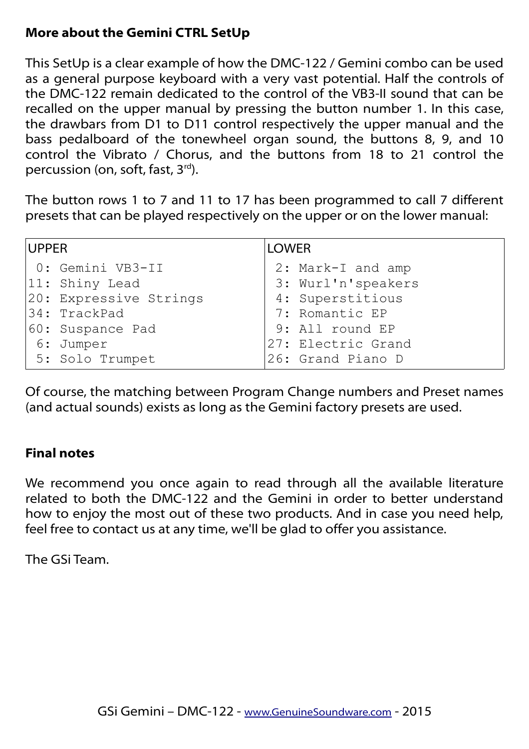**More about the Gemini CTRL SetUp**

This SetUp is a clear example of how the DMC-122 / Gemini combo can be used as a general purpose keyboard with a very vast potential. Half the controls of the DMC-122 remain dedicated to the control of the VB3-II sound that can be recalled on the upper manual by pressing the button number 1. In this case, the drawbars from D1 to D11 control respectively the upper manual and the bass pedalboard of the tonewheel organ sound, the buttons 8, 9, and 10 control the Vibrato / Chorus, and the buttons from 18 to 21 control the percussion (on, soft, fast, 3rd).

The button rows 1 to 7 and 11 to 17 has been programmed to call 7 different presets that can be played respectively on the upper or on the lower manual:

| UPPER | LOWER |
|---|---|
| 0: Gemini VB3-II | 2: Mark-I and amp |
| 11: Shiny Lead | 3: Wurl'n'speakers |
| 20: Expressive Strings | 4: Superstitious |
| 34: TrackPad | 7: Romantic EP |
| 60: Suspance Pad | 9: All round EP |
| 6: Jumper | 27: Electric Grand |
| 5: Solo Trumpet | 26: Grand Piano D |

Of course, the matching between Program Change numbers and Preset names (and actual sounds) exists as long as the Gemini factory presets are used.

**Final notes**

We recommend you once again to read through all the available literature related to both the DMC-122 and the Gemini in order to better understand how to enjoy the most out of these two products. And in case you need help, feel free to contact us at any time, we'll be glad to offer you assistance.

The GSi Team.